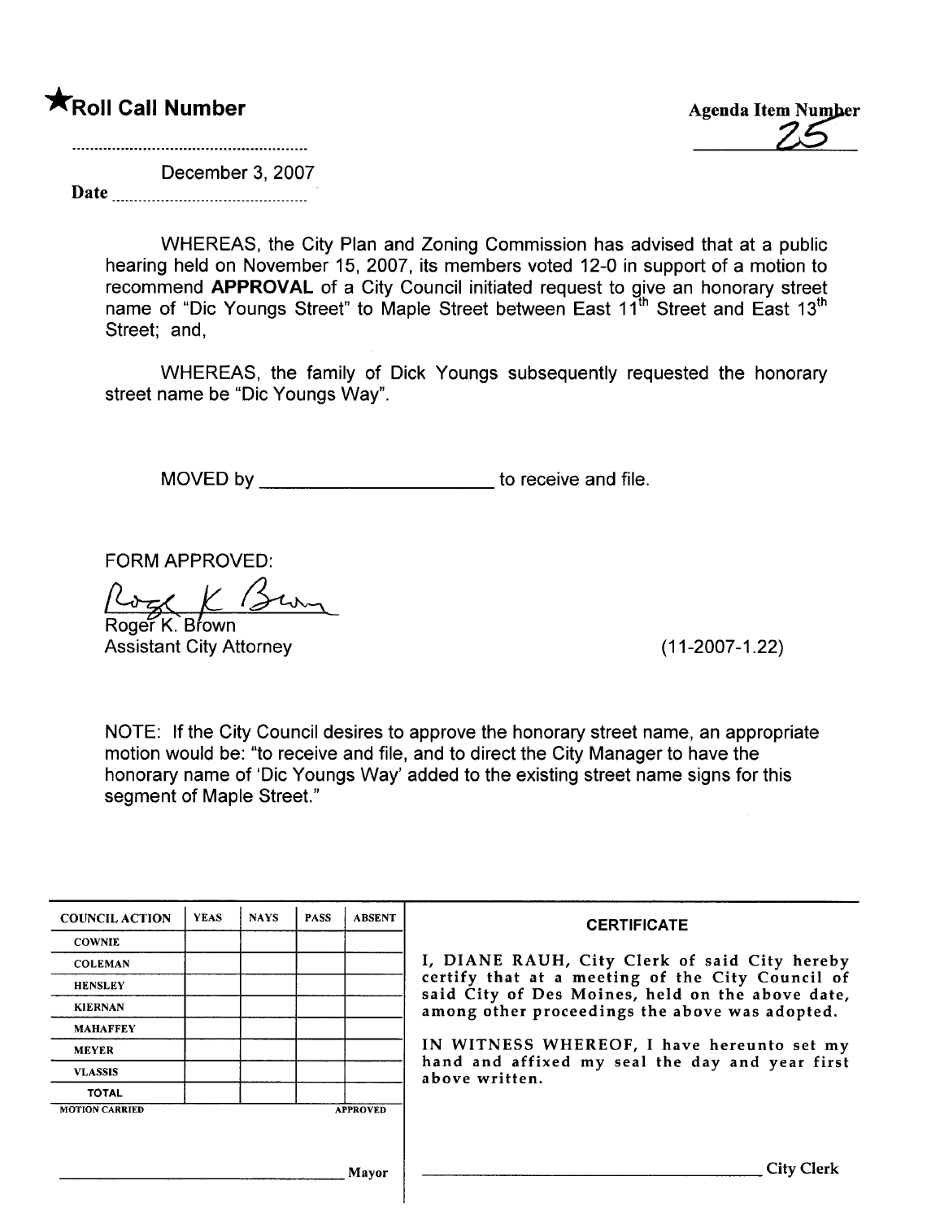★**Roll Call Number**

Agenda Item Number 25

Date December 3, 2007

WHEREAS, the City Plan and Zoning Commission has advised that at a public hearing held on November 15, 2007, its members voted 12-0 in support of a motion to recommend **APPROVAL** of a City Council initiated request to give an honorary street name of "Dic Youngs Street" to Maple Street between East 11th Street and East 13th Street; and,

WHEREAS, the family of Dick Youngs subsequently requested the honorary street name be "Dic Youngs Way".

MOVED by ______________________ to receive and file.

FORM APPROVED:

Roger K. Brown
Assistant City Attorney

(11-2007-1.22)

NOTE: If the City Council desires to approve the honorary street name, an appropriate motion would be: "to receive and file, and to direct the City Manager to have the honorary name of 'Dic Youngs Way' added to the existing street name signs for this segment of Maple Street."

| COUNCIL ACTION | YEAS | NAYS | PASS | ABSENT |
|---|---|---|---|---|
| COWNIE | | | | |
| COLEMAN | | | | |
| HENSLEY | | | | |
| KIERNAN | | | | |
| MAHAFFEY | | | | |
| MEYER | | | | |
| VLASSIS | | | | |
| TOTAL | | | | |
| MOTION CARRIED | | | | APPROVED |

______________________ Mayor

**CERTIFICATE**

I, DIANE RAUH, City Clerk of said City hereby certify that at a meeting of the City Council of said City of Des Moines, held on the above date, among other proceedings the above was adopted.

IN WITNESS WHEREOF, I have hereunto set my hand and affixed my seal the day and year first above written.

______________________ City Clerk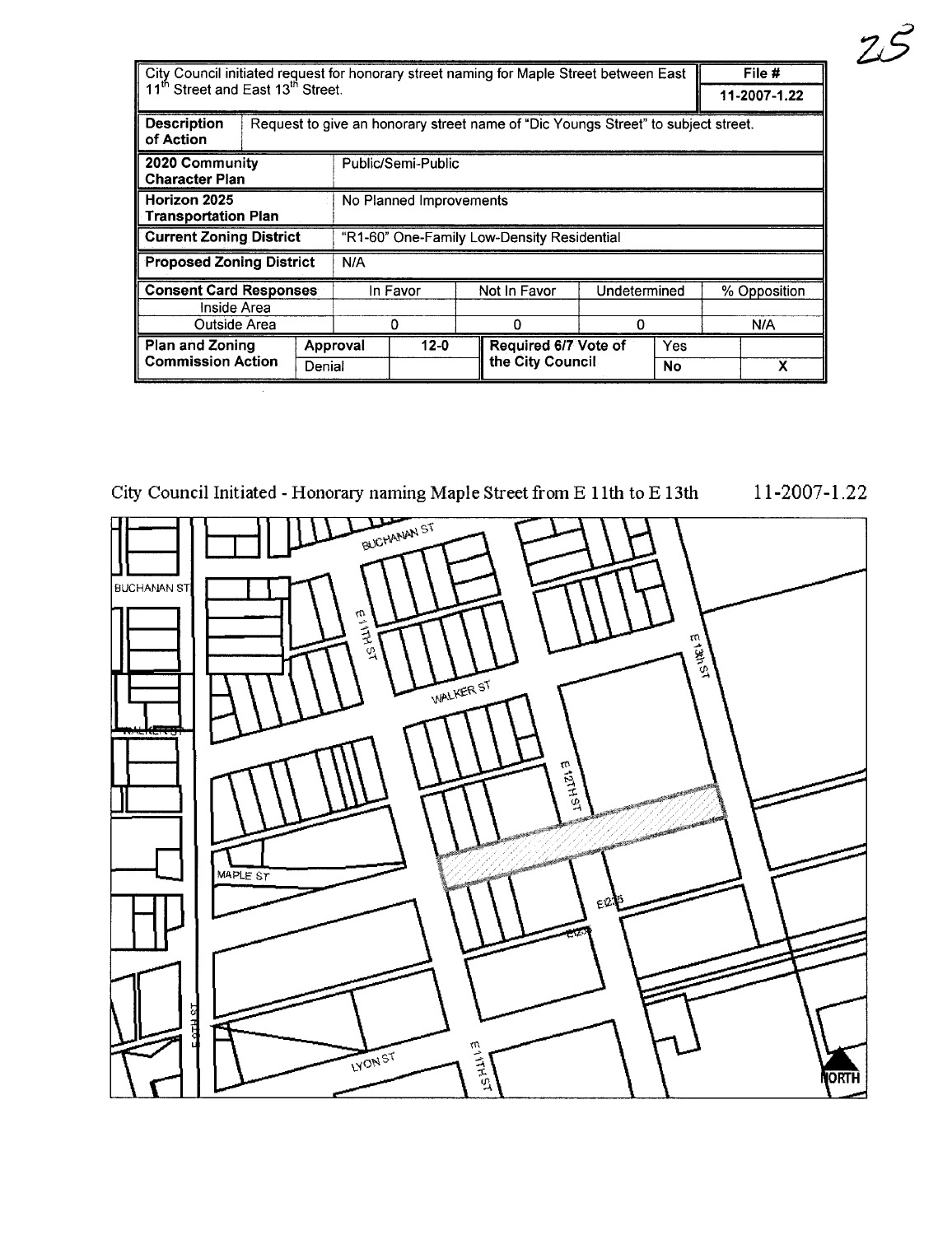| City Council initiated request for honorary street naming for Maple Street between East 11th Street and East 13th Street. | | | | | | | File # |
|---|---|---|---|---|---|---|---|
| | | | | | | | 11-2007-1.22 |
| Description of Action | Request to give an honorary street name of "Dic Youngs Street" to subject street. | | | | | | |
| 2020 Community Character Plan | Public/Semi-Public | | | | | | |
| Horizon 2025 Transportation Plan | No Planned Improvements | | | | | | |
| Current Zoning District | "R1-60" One-Family Low-Density Residential | | | | | | |
| Proposed Zoning District | N/A | | | | | | |
| Consent Card Responses | In Favor | | Not In Favor | Undetermined | | | % Opposition |
| Inside Area | | | | | | | |
| Outside Area | 0 | | 0 | 0 | | | N/A |
| Plan and Zoning Commission Action | Approval | 12-0 | Required 6/7 Vote of the City Council | Yes | | | |
| | Denial | | | No | | | X |

City Council Initiated - Honorary naming Maple Street from E 11th to E 13th 11-2007-1.22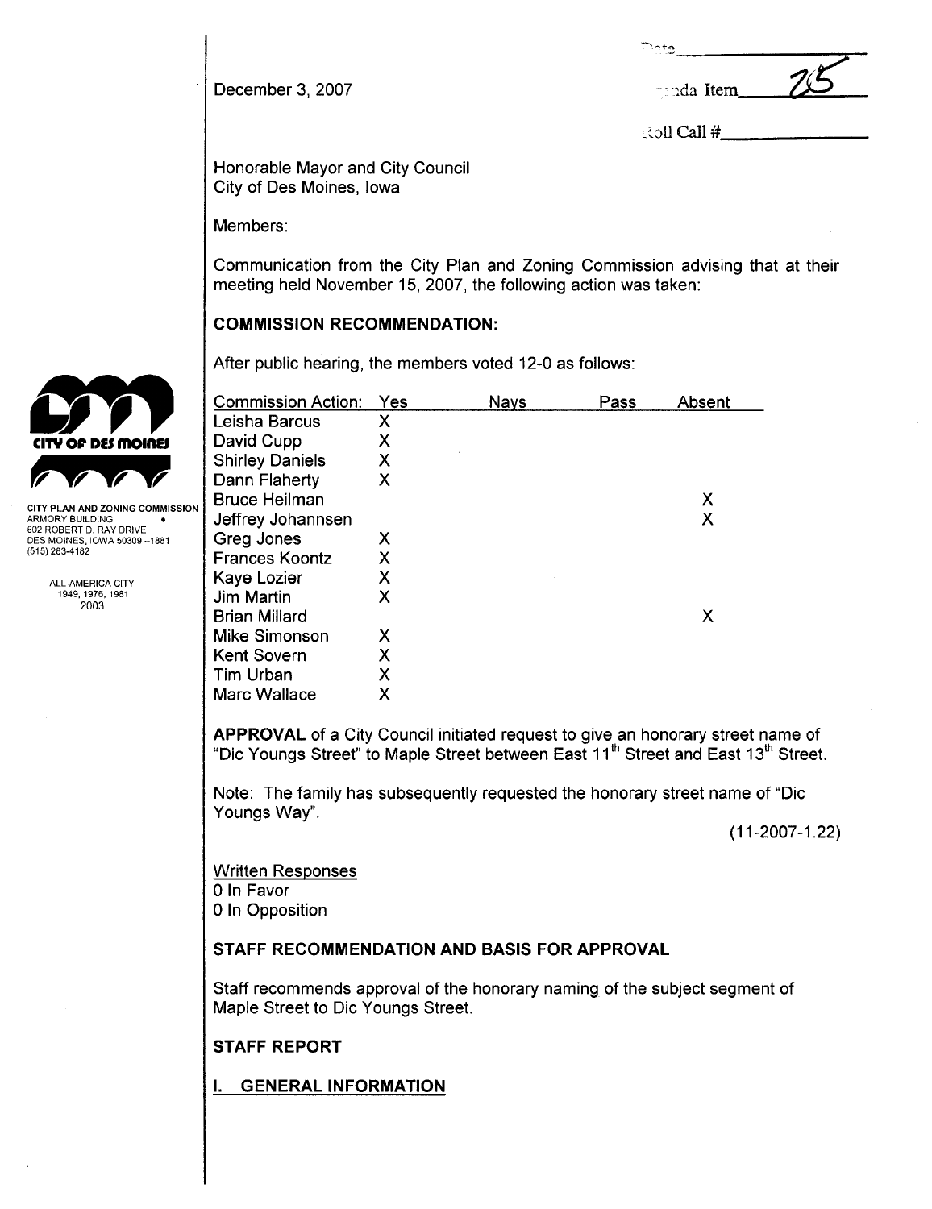December 3, 2007

Date\_\_\_\_\_\_\_\_\_\_\_\_\_\_\_\_

Agenda Item 25

Roll Call #\_\_\_\_\_\_\_\_\_\_\_\_\_\_

CITY PLAN AND ZONING COMMISSION
ARMORY BUILDING
602 ROBERT D. RAY DRIVE
DES MOINES, IOWA 50309-1881
(515) 283-4182

ALL-AMERICA CITY
1949, 1976, 1981
2003

Honorable Mayor and City Council
City of Des Moines, Iowa

Members:

Communication from the City Plan and Zoning Commission advising that at their meeting held November 15, 2007, the following action was taken:

## COMMISSION RECOMMENDATION:

After public hearing, the members voted 12-0 as follows:

| Commission Action: | Yes | Nays | Pass | Absent |
|---|---|---|---|---|
| Leisha Barcus | X | | | |
| David Cupp | X | | | |
| Shirley Daniels | X | | | |
| Dann Flaherty | X | | | |
| Bruce Heilman | | | | X |
| Jeffrey Johannsen | | | | X |
| Greg Jones | X | | | |
| Frances Koontz | X | | | |
| Kaye Lozier | X | | | |
| Jim Martin | X | | | |
| Brian Millard | | | | X |
| Mike Simonson | X | | | |
| Kent Sovern | X | | | |
| Tim Urban | X | | | |
| Marc Wallace | X | | | |

**APPROVAL** of a City Council initiated request to give an honorary street name of "Dic Youngs Street" to Maple Street between East 11th Street and East 13th Street.

Note: The family has subsequently requested the honorary street name of "Dic Youngs Way".

(11-2007-1.22)

Written Responses
0 In Favor
0 In Opposition

## STAFF RECOMMENDATION AND BASIS FOR APPROVAL

Staff recommends approval of the honorary naming of the subject segment of Maple Street to Dic Youngs Street.

## STAFF REPORT

### I. GENERAL INFORMATION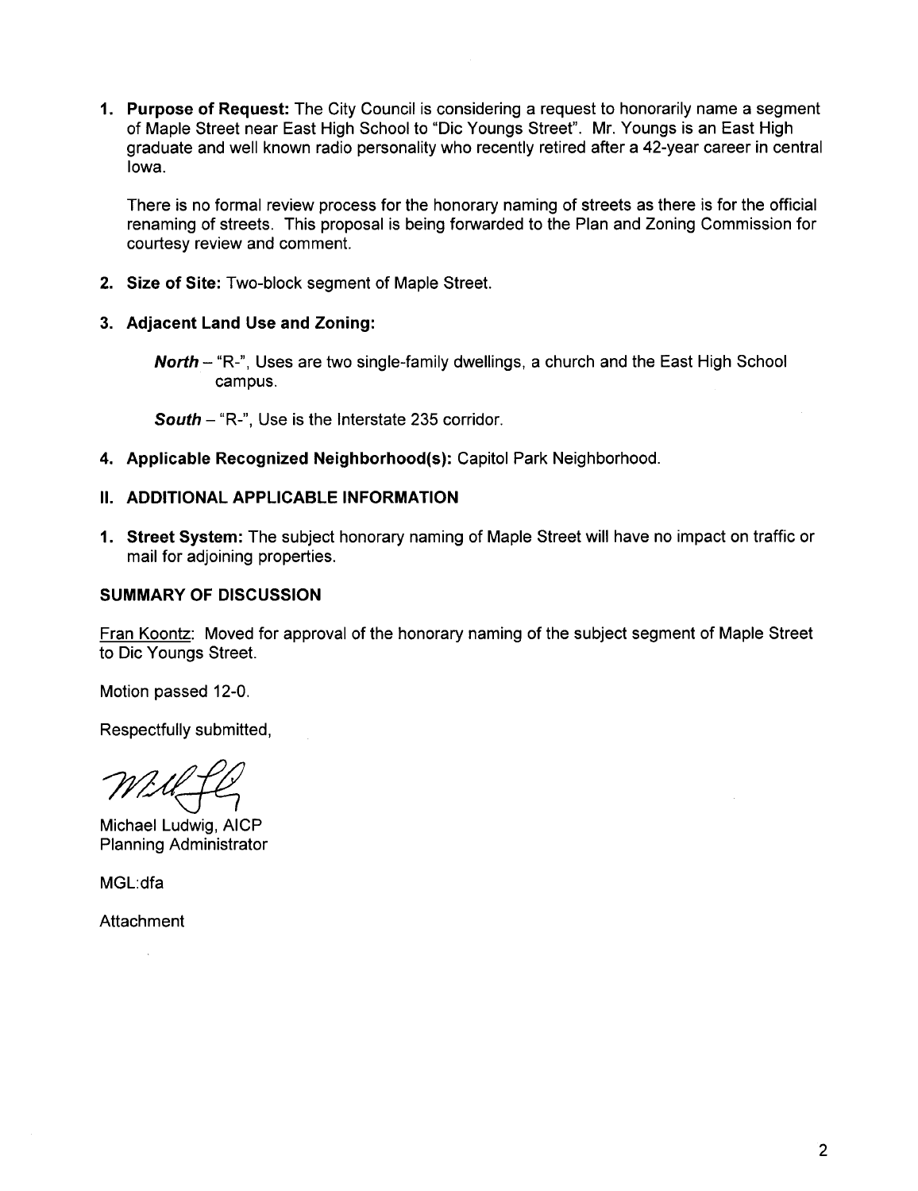1. **Purpose of Request:** The City Council is considering a request to honorarily name a segment of Maple Street near East High School to "Dic Youngs Street". Mr. Youngs is an East High graduate and well known radio personality who recently retired after a 42-year career in central Iowa.

   There is no formal review process for the honorary naming of streets as there is for the official renaming of streets. This proposal is being forwarded to the Plan and Zoning Commission for courtesy review and comment.

2. **Size of Site:** Two-block segment of Maple Street.

3. **Adjacent Land Use and Zoning:**

   ***North*** – "R-", Uses are two single-family dwellings, a church and the East High School campus.

   ***South*** – "R-", Use is the Interstate 235 corridor.

4. **Applicable Recognized Neighborhood(s):** Capitol Park Neighborhood.

## II. ADDITIONAL APPLICABLE INFORMATION

1. **Street System:** The subject honorary naming of Maple Street will have no impact on traffic or mail for adjoining properties.

## SUMMARY OF DISCUSSION

Fran Koontz: Moved for approval of the honorary naming of the subject segment of Maple Street to Dic Youngs Street.

Motion passed 12-0.

Respectfully submitted,

Michael Ludwig, AICP
Planning Administrator

MGL:dfa

Attachment